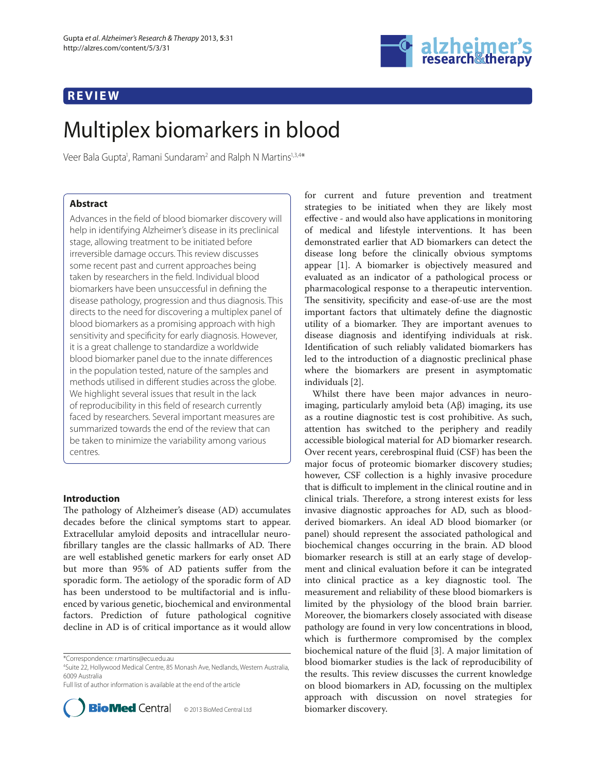REVIEW

# Multiplex biomarkers in blood

Veer Bala Gupta[1], Ramani Sundaram[2] and Ralph N Martins[1,3,4*]

## Abstract

Advances in the field of blood biomarker discovery will help in identifying Alzheimer's disease in its preclinical stage, allowing treatment to be initiated before irreversible damage occurs. This review discusses some recent past and current approaches being taken by researchers in the field. Individual blood biomarkers have been unsuccessful in defining the disease pathology, progression and thus diagnosis. This directs to the need for discovering a multiplex panel of blood biomarkers as a promising approach with high sensitivity and specificity for early diagnosis. However, it is a great challenge to standardize a worldwide blood biomarker panel due to the innate differences in the population tested, nature of the samples and methods utilised in different studies across the globe. We highlight several issues that result in the lack of reproducibility in this field of research currently faced by researchers. Several important measures are summarized towards the end of the review that can be taken to minimize the variability among various centres.

## Introduction

The pathology of Alzheimer's disease (AD) accumulates decades before the clinical symptoms start to appear. Extracellular amyloid deposits and intracellular neurofibrillary tangles are the classic hallmarks of AD. There are well established genetic markers for early onset AD but more than 95% of AD patients suffer from the sporadic form. The aetiology of the sporadic form of AD has been understood to be multifactorial and is influenced by various genetic, biochemical and environmental factors. Prediction of future pathological cognitive decline in AD is of critical importance as it would allow for current and future prevention and treatment strategies to be initiated when they are likely most effective - and would also have applications in monitoring of medical and lifestyle interventions. It has been demonstrated earlier that AD biomarkers can detect the disease long before the clinically obvious symptoms appear [1]. A biomarker is objectively measured and evaluated as an indicator of a pathological process or pharmacological response to a therapeutic intervention. The sensitivity, specificity and ease-of-use are the most important factors that ultimately define the diagnostic utility of a biomarker. They are important avenues to disease diagnosis and identifying individuals at risk. Identification of such reliably validated biomarkers has led to the introduction of a diagnostic preclinical phase where the biomarkers are present in asymptomatic individuals [2].

Whilst there have been major advances in neuroimaging, particularly amyloid beta (Aβ) imaging, its use as a routine diagnostic test is cost prohibitive. As such, attention has switched to the periphery and readily accessible biological material for AD biomarker research. Over recent years, cerebrospinal fluid (CSF) has been the major focus of proteomic biomarker discovery studies; however, CSF collection is a highly invasive procedure that is difficult to implement in the clinical routine and in clinical trials. Therefore, a strong interest exists for less invasive diagnostic approaches for AD, such as blood-derived biomarkers. An ideal AD blood biomarker (or panel) should represent the associated pathological and biochemical changes occurring in the brain. AD blood biomarker research is still at an early stage of development and clinical evaluation before it can be integrated into clinical practice as a key diagnostic tool. The measurement and reliability of these blood biomarkers is limited by the physiology of the blood brain barrier. Moreover, the biomarkers closely associated with disease pathology are found in very low concentrations in blood, which is furthermore compromised by the complex biochemical nature of the fluid [3]. A major limitation of blood biomarker studies is the lack of reproducibility of the results. This review discusses the current knowledge on blood biomarkers in AD, focussing on the multiplex approach with discussion on novel strategies for biomarker discovery.

*Correspondence: r.martins@ecu.edu.au
[4]Suite 22, Hollywood Medical Centre, 85 Monash Ave, Nedlands, Western Australia, 6009 Australia
Full list of author information is available at the end of the article

© 2013 BioMed Central Ltd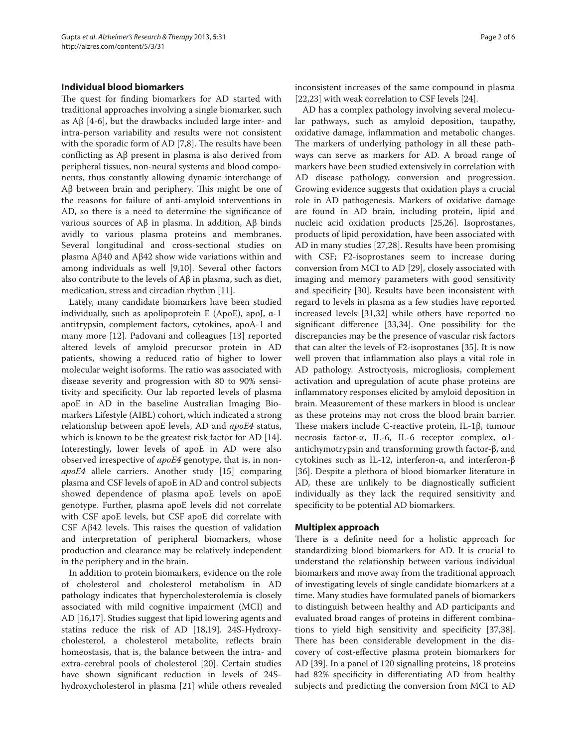## Individual blood biomarkers

The quest for finding biomarkers for AD started with traditional approaches involving a single biomarker, such as Aβ [4-6], but the drawbacks included large inter- and intra-person variability and results were not consistent with the sporadic form of AD [7,8]. The results have been conflicting as Aβ present in plasma is also derived from peripheral tissues, non-neural systems and blood components, thus constantly allowing dynamic interchange of Aβ between brain and periphery. This might be one of the reasons for failure of anti-amyloid interventions in AD, so there is a need to determine the significance of various sources of Aβ in plasma. In addition, Aβ binds avidly to various plasma proteins and membranes. Several longitudinal and cross-sectional studies on plasma Aβ40 and Aβ42 show wide variations within and among individuals as well [9,10]. Several other factors also contribute to the levels of Aβ in plasma, such as diet, medication, stress and circadian rhythm [11].

Lately, many candidate biomarkers have been studied individually, such as apolipoprotein E (ApoE), apoJ, α-1 antitrypsin, complement factors, cytokines, apoA-1 and many more [12]. Padovani and colleagues [13] reported altered levels of amyloid precursor protein in AD patients, showing a reduced ratio of higher to lower molecular weight isoforms. The ratio was associated with disease severity and progression with 80 to 90% sensitivity and specificity. Our lab reported levels of plasma apoE in AD in the baseline Australian Imaging Biomarkers Lifestyle (AIBL) cohort, which indicated a strong relationship between apoE levels, AD and *apoE4* status, which is known to be the greatest risk factor for AD [14]. Interestingly, lower levels of apoE in AD were also observed irrespective of *apoE4* genotype, that is, in non-*apoE4* allele carriers. Another study [15] comparing plasma and CSF levels of apoE in AD and control subjects showed dependence of plasma apoE levels on apoE genotype. Further, plasma apoE levels did not correlate with CSF apoE levels, but CSF apoE did correlate with CSF Aβ42 levels. This raises the question of validation and interpretation of peripheral biomarkers, whose production and clearance may be relatively independent in the periphery and in the brain.

In addition to protein biomarkers, evidence on the role of cholesterol and cholesterol metabolism in AD pathology indicates that hypercholesterolemia is closely associated with mild cognitive impairment (MCI) and AD [16,17]. Studies suggest that lipid lowering agents and statins reduce the risk of AD [18,19]. 24S-Hydroxycholesterol, a cholesterol metabolite, reflects brain homeostasis, that is, the balance between the intra- and extra-cerebral pools of cholesterol [20]. Certain studies have shown significant reduction in levels of 24S-hydroxycholesterol in plasma [21] while others revealed inconsistent increases of the same compound in plasma [22,23] with weak correlation to CSF levels [24].

AD has a complex pathology involving several molecular pathways, such as amyloid deposition, taupathy, oxidative damage, inflammation and metabolic changes. The markers of underlying pathology in all these pathways can serve as markers for AD. A broad range of markers have been studied extensively in correlation with AD disease pathology, conversion and progression. Growing evidence suggests that oxidation plays a crucial role in AD pathogenesis. Markers of oxidative damage are found in AD brain, including protein, lipid and nucleic acid oxidation products [25,26]. Isoprostanes, products of lipid peroxidation, have been associated with AD in many studies [27,28]. Results have been promising with CSF; F2-isoprostanes seem to increase during conversion from MCI to AD [29], closely associated with imaging and memory parameters with good sensitivity and specificity [30]. Results have been inconsistent with regard to levels in plasma as a few studies have reported increased levels [31,32] while others have reported no significant difference [33,34]. One possibility for the discrepancies may be the presence of vascular risk factors that can alter the levels of F2-isoprostanes [35]. It is now well proven that inflammation also plays a vital role in AD pathology. Astroctyosis, microgliosis, complement activation and upregulation of acute phase proteins are inflammatory responses elicited by amyloid deposition in brain. Measurement of these markers in blood is unclear as these proteins may not cross the blood brain barrier. These makers include C-reactive protein, IL-1β, tumour necrosis factor-α, IL-6, IL-6 receptor complex, α1-antichymotrypsin and transforming growth factor-β, and cytokines such as IL-12, interferon-α, and interferon-β [36]. Despite a plethora of blood biomarker literature in AD, these are unlikely to be diagnostically sufficient individually as they lack the required sensitivity and specificity to be potential AD biomarkers.

## Multiplex approach

There is a definite need for a holistic approach for standardizing blood biomarkers for AD. It is crucial to understand the relationship between various individual biomarkers and move away from the traditional approach of investigating levels of single candidate biomarkers at a time. Many studies have formulated panels of biomarkers to distinguish between healthy and AD participants and evaluated broad ranges of proteins in different combinations to yield high sensitivity and specificity [37,38]. There has been considerable development in the discovery of cost-effective plasma protein biomarkers for AD [39]. In a panel of 120 signalling proteins, 18 proteins had 82% specificity in differentiating AD from healthy subjects and predicting the conversion from MCI to AD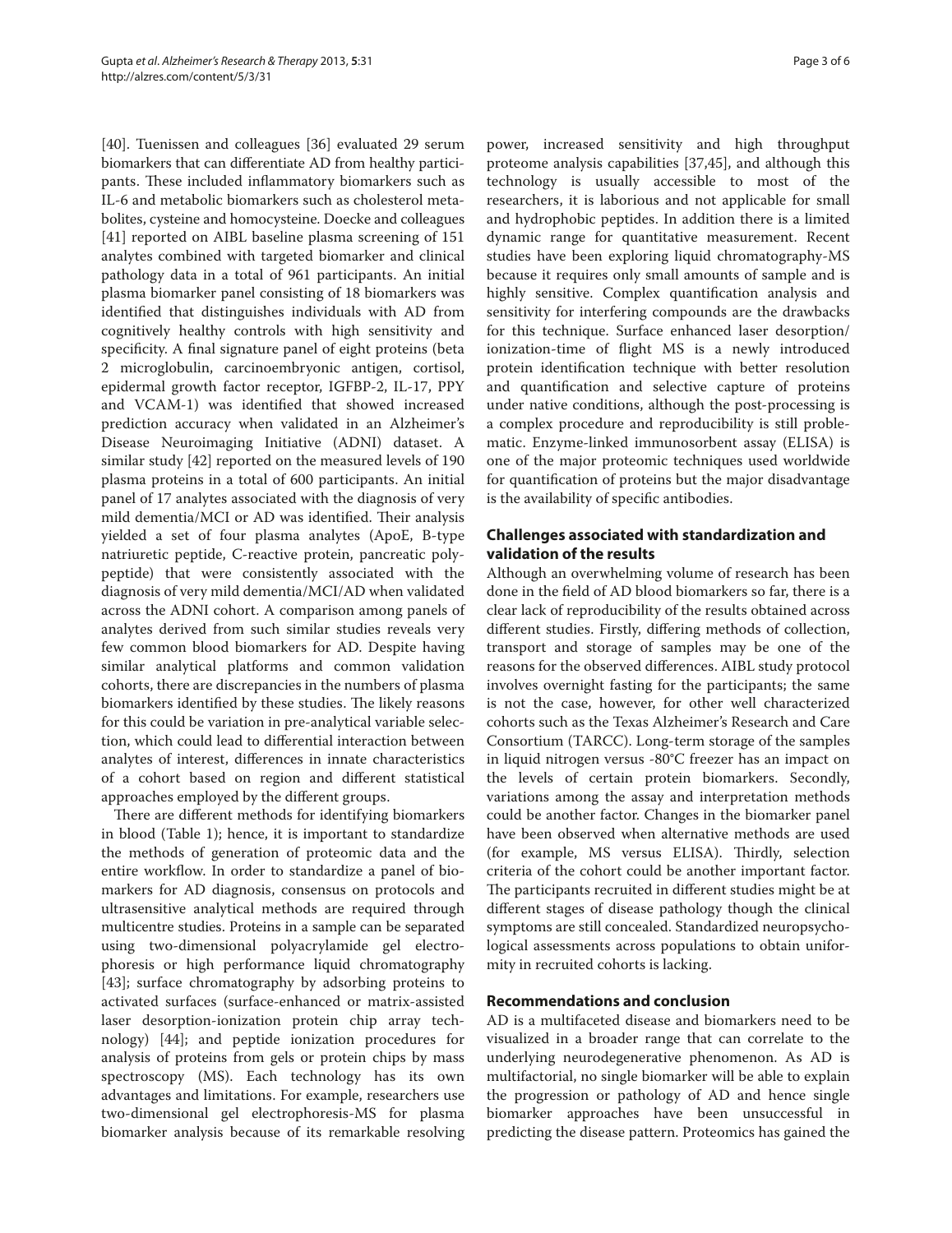[40]. Tuenissen and colleagues [36] evaluated 29 serum biomarkers that can differentiate AD from healthy participants. These included inflammatory biomarkers such as IL-6 and metabolic biomarkers such as cholesterol metabolites, cysteine and homocysteine. Doecke and colleagues [41] reported on AIBL baseline plasma screening of 151 analytes combined with targeted biomarker and clinical pathology data in a total of 961 participants. An initial plasma biomarker panel consisting of 18 biomarkers was identified that distinguishes individuals with AD from cognitively healthy controls with high sensitivity and specificity. A final signature panel of eight proteins (beta 2 microglobulin, carcinoembryonic antigen, cortisol, epidermal growth factor receptor, IGFBP-2, IL-17, PPY and VCAM-1) was identified that showed increased prediction accuracy when validated in an Alzheimer's Disease Neuroimaging Initiative (ADNI) dataset. A similar study [42] reported on the measured levels of 190 plasma proteins in a total of 600 participants. An initial panel of 17 analytes associated with the diagnosis of very mild dementia/MCI or AD was identified. Their analysis yielded a set of four plasma analytes (ApoE, B-type natriuretic peptide, C-reactive protein, pancreatic polypeptide) that were consistently associated with the diagnosis of very mild dementia/MCI/AD when validated across the ADNI cohort. A comparison among panels of analytes derived from such similar studies reveals very few common blood biomarkers for AD. Despite having similar analytical platforms and common validation cohorts, there are discrepancies in the numbers of plasma biomarkers identified by these studies. The likely reasons for this could be variation in pre-analytical variable selection, which could lead to differential interaction between analytes of interest, differences in innate characteristics of a cohort based on region and different statistical approaches employed by the different groups.

There are different methods for identifying biomarkers in blood (Table 1); hence, it is important to standardize the methods of generation of proteomic data and the entire workflow. In order to standardize a panel of biomarkers for AD diagnosis, consensus on protocols and ultrasensitive analytical methods are required through multicentre studies. Proteins in a sample can be separated using two-dimensional polyacrylamide gel electrophoresis or high performance liquid chromatography [43]; surface chromatography by adsorbing proteins to activated surfaces (surface-enhanced or matrix-assisted laser desorption-ionization protein chip array technology) [44]; and peptide ionization procedures for analysis of proteins from gels or protein chips by mass spectroscopy (MS). Each technology has its own advantages and limitations. For example, researchers use two-dimensional gel electrophoresis-MS for plasma biomarker analysis because of its remarkable resolving power, increased sensitivity and high throughput proteome analysis capabilities [37,45], and although this technology is usually accessible to most of the researchers, it is laborious and not applicable for small and hydrophobic peptides. In addition there is a limited dynamic range for quantitative measurement. Recent studies have been exploring liquid chromatography-MS because it requires only small amounts of sample and is highly sensitive. Complex quantification analysis and sensitivity for interfering compounds are the drawbacks for this technique. Surface enhanced laser desorption/ionization-time of flight MS is a newly introduced protein identification technique with better resolution and quantification and selective capture of proteins under native conditions, although the post-processing is a complex procedure and reproducibility is still problematic. Enzyme-linked immunosorbent assay (ELISA) is one of the major proteomic techniques used worldwide for quantification of proteins but the major disadvantage is the availability of specific antibodies.

## Challenges associated with standardization and validation of the results

Although an overwhelming volume of research has been done in the field of AD blood biomarkers so far, there is a clear lack of reproducibility of the results obtained across different studies. Firstly, differing methods of collection, transport and storage of samples may be one of the reasons for the observed differences. AIBL study protocol involves overnight fasting for the participants; the same is not the case, however, for other well characterized cohorts such as the Texas Alzheimer's Research and Care Consortium (TARCC). Long-term storage of the samples in liquid nitrogen versus -80°C freezer has an impact on the levels of certain protein biomarkers. Secondly, variations among the assay and interpretation methods could be another factor. Changes in the biomarker panel have been observed when alternative methods are used (for example, MS versus ELISA). Thirdly, selection criteria of the cohort could be another important factor. The participants recruited in different studies might be at different stages of disease pathology though the clinical symptoms are still concealed. Standardized neuropsychological assessments across populations to obtain uniformity in recruited cohorts is lacking.

## Recommendations and conclusion

AD is a multifaceted disease and biomarkers need to be visualized in a broader range that can correlate to the underlying neurodegenerative phenomenon. As AD is multifactorial, no single biomarker will be able to explain the progression or pathology of AD and hence single biomarker approaches have been unsuccessful in predicting the disease pattern. Proteomics has gained the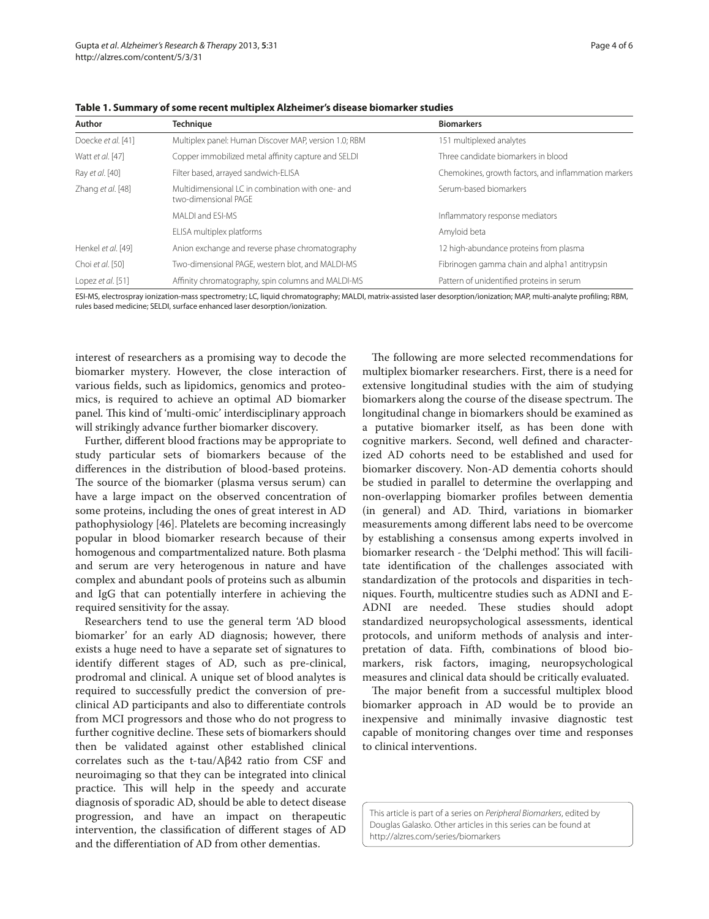**Table 1. Summary of some recent multiplex Alzheimer's disease biomarker studies**

| Author | Technique | Biomarkers |
|---|---|---|
| Doecke *et al.* [41] | Multiplex panel: Human Discover MAP, version 1.0; RBM | 151 multiplexed analytes |
| Watt *et al.* [47] | Copper immobilized metal affinity capture and SELDI | Three candidate biomarkers in blood |
| Ray *et al.* [40] | Filter based, arrayed sandwich-ELISA | Chemokines, growth factors, and inflammation markers |
| Zhang *et al.* [48] | Multidimensional LC in combination with one- and two-dimensional PAGE | Serum-based biomarkers |
| | MALDI and ESI-MS | Inflammatory response mediators |
| | ELISA multiplex platforms | Amyloid beta |
| Henkel *et al.* [49] | Anion exchange and reverse phase chromatography | 12 high-abundance proteins from plasma |
| Choi *et al.* [50] | Two-dimensional PAGE, western blot, and MALDI-MS | Fibrinogen gamma chain and alpha1 antitrypsin |
| Lopez *et al.* [51] | Affinity chromatography, spin columns and MALDI-MS | Pattern of unidentified proteins in serum |

ESI-MS, electrospray ionization-mass spectrometry; LC, liquid chromatography; MALDI, matrix-assisted laser desorption/ionization; MAP, multi-analyte profiling; RBM, rules based medicine; SELDI, surface enhanced laser desorption/ionization.

interest of researchers as a promising way to decode the biomarker mystery. However, the close interaction of various fields, such as lipidomics, genomics and proteomics, is required to achieve an optimal AD biomarker panel. This kind of 'multi-omic' interdisciplinary approach will strikingly advance further biomarker discovery.

Further, different blood fractions may be appropriate to study particular sets of biomarkers because of the differences in the distribution of blood-based proteins. The source of the biomarker (plasma versus serum) can have a large impact on the observed concentration of some proteins, including the ones of great interest in AD pathophysiology [46]. Platelets are becoming increasingly popular in blood biomarker research because of their homogenous and compartmentalized nature. Both plasma and serum are very heterogenous in nature and have complex and abundant pools of proteins such as albumin and IgG that can potentially interfere in achieving the required sensitivity for the assay.

Researchers tend to use the general term 'AD blood biomarker' for an early AD diagnosis; however, there exists a huge need to have a separate set of signatures to identify different stages of AD, such as pre-clinical, prodromal and clinical. A unique set of blood analytes is required to successfully predict the conversion of pre-clinical AD participants and also to differentiate controls from MCI progressors and those who do not progress to further cognitive decline. These sets of biomarkers should then be validated against other established clinical correlates such as the t-tau/Aβ42 ratio from CSF and neuroimaging so that they can be integrated into clinical practice. This will help in the speedy and accurate diagnosis of sporadic AD, should be able to detect disease progression, and have an impact on therapeutic intervention, the classification of different stages of AD and the differentiation of AD from other dementias.

The following are more selected recommendations for multiplex biomarker researchers. First, there is a need for extensive longitudinal studies with the aim of studying biomarkers along the course of the disease spectrum. The longitudinal change in biomarkers should be examined as a putative biomarker itself, as has been done with cognitive markers. Second, well defined and characterized AD cohorts need to be established and used for biomarker discovery. Non-AD dementia cohorts should be studied in parallel to determine the overlapping and non-overlapping biomarker profiles between dementia (in general) and AD. Third, variations in biomarker measurements among different labs need to be overcome by establishing a consensus among experts involved in biomarker research - the 'Delphi method'. This will facilitate identification of the challenges associated with standardization of the protocols and disparities in techniques. Fourth, multicentre studies such as ADNI and E-ADNI are needed. These studies should adopt standardized neuropsychological assessments, identical protocols, and uniform methods of analysis and interpretation of data. Fifth, combinations of blood biomarkers, risk factors, imaging, neuropsychological measures and clinical data should be critically evaluated.

The major benefit from a successful multiplex blood biomarker approach in AD would be to provide an inexpensive and minimally invasive diagnostic test capable of monitoring changes over time and responses to clinical interventions.

This article is part of a series on *Peripheral Biomarkers*, edited by Douglas Galasko. Other articles in this series can be found at http://alzres.com/series/biomarkers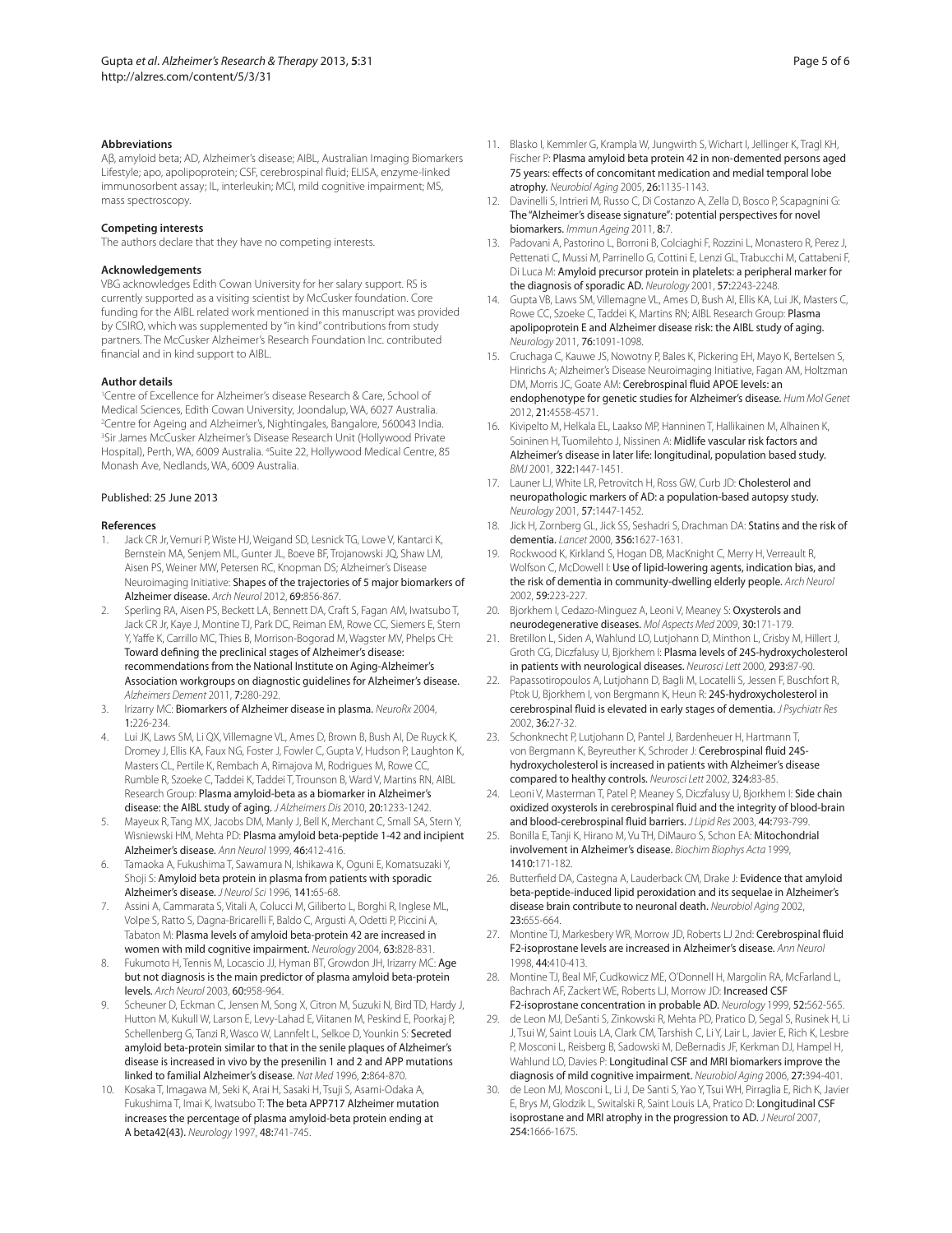### Abbreviations

Aβ, amyloid beta; AD, Alzheimer's disease; AIBL, Australian Imaging Biomarkers Lifestyle; apo, apolipoprotein; CSF, cerebrospinal fluid; ELISA, enzyme-linked immunosorbent assay; IL, interleukin; MCI, mild cognitive impairment; MS, mass spectroscopy.

### Competing interests

The authors declare that they have no competing interests.

### Acknowledgements

VBG acknowledges Edith Cowan University for her salary support. RS is currently supported as a visiting scientist by McCusker foundation. Core funding for the AIBL related work mentioned in this manuscript was provided by CSIRO, which was supplemented by "in kind" contributions from study partners. The McCusker Alzheimer's Research Foundation Inc. contributed financial and in kind support to AIBL.

### Author details

[1]Centre of Excellence for Alzheimer's disease Research & Care, School of Medical Sciences, Edith Cowan University, Joondalup, WA, 6027 Australia. [2]Centre for Ageing and Alzheimer's, Nightingales, Bangalore, 560043 India. [3]Sir James McCusker Alzheimer's Disease Research Unit (Hollywood Private Hospital), Perth, WA, 6009 Australia. [4]Suite 22, Hollywood Medical Centre, 85 Monash Ave, Nedlands, WA, 6009 Australia.

Published: 25 June 2013

### References

1. Jack CR Jr, Vemuri P, Wiste HJ, Weigand SD, Lesnick TG, Lowe V, Kantarci K, Bernstein MA, Senjem ML, Gunter JL, Boeve BF, Trojanowski JQ, Shaw LM, Aisen PS, Weiner MW, Petersen RC, Knopman DS; Alzheimer's Disease Neuroimaging Initiative: Shapes of the trajectories of 5 major biomarkers of Alzheimer disease. *Arch Neurol* 2012, **69:**856-867.
2. Sperling RA, Aisen PS, Beckett LA, Bennett DA, Craft S, Fagan AM, Iwatsubo T, Jack CR Jr, Kaye J, Montine TJ, Park DC, Reiman EM, Rowe CC, Siemers E, Stern Y, Yaffe K, Carrillo MC, Thies B, Morrison-Bogorad M, Wagster MV, Phelps CH: Toward defining the preclinical stages of Alzheimer's disease: recommendations from the National Institute on Aging-Alzheimer's Association workgroups on diagnostic guidelines for Alzheimer's disease. *Alzheimers Dement* 2011, **7:**280-292.
3. Irizarry MC: Biomarkers of Alzheimer disease in plasma. *NeuroRx* 2004, **1:**226-234.
4. Lui JK, Laws SM, Li QX, Villemagne VL, Ames D, Brown B, Bush AI, De Ruyck K, Dromey J, Ellis KA, Faux NG, Foster J, Fowler C, Gupta V, Hudson P, Laughton K, Masters CL, Pertile K, Rembach A, Rimajova M, Rodrigues M, Rowe CC, Rumble R, Szoeke C, Taddei K, Taddei T, Trounson B, Ward V, Martins RN, AIBL Research Group: Plasma amyloid-beta as a biomarker in Alzheimer's disease: the AIBL study of aging. *J Alzheimers Dis* 2010, **20:**1233-1242.
5. Mayeux R, Tang MX, Jacobs DM, Manly J, Bell K, Merchant C, Small SA, Stern Y, Wisniewski HM, Mehta PD: Plasma amyloid beta-peptide 1-42 and incipient Alzheimer's disease. *Ann Neurol* 1999, **46:**412-416.
6. Tamaoka A, Fukushima T, Sawamura N, Ishikawa K, Oguni E, Komatsuzaki Y, Shoji S: Amyloid beta protein in plasma from patients with sporadic Alzheimer's disease. *J Neurol Sci* 1996, **141:**65-68.
7. Assini A, Cammarata S, Vitali A, Colucci M, Giliberto L, Borghi R, Inglese ML, Volpe S, Ratto S, Dagna-Bricarelli F, Baldo C, Argusti A, Odetti P, Piccini A, Tabaton M: Plasma levels of amyloid beta-protein 42 are increased in women with mild cognitive impairment. *Neurology* 2004, **63:**828-831.
8. Fukumoto H, Tennis M, Locascio JJ, Hyman BT, Growdon JH, Irizarry MC: Age but not diagnosis is the main predictor of plasma amyloid beta-protein levels. *Arch Neurol* 2003, **60:**958-964.
9. Scheuner D, Eckman C, Jensen M, Song X, Citron M, Suzuki N, Bird TD, Hardy J, Hutton M, Kukull W, Larson E, Levy-Lahad E, Viitanen M, Peskind E, Poorkaj P, Schellenberg G, Tanzi R, Wasco W, Lannfelt L, Selkoe D, Younkin S: Secreted amyloid beta-protein similar to that in the senile plaques of Alzheimer's disease is increased in vivo by the presenilin 1 and 2 and APP mutations linked to familial Alzheimer's disease. *Nat Med* 1996, **2:**864-870.
10. Kosaka T, Imagawa M, Seki K, Arai H, Sasaki H, Tsuji S, Asami-Odaka A, Fukushima T, Imai K, Iwatsubo T: The beta APP717 Alzheimer mutation increases the percentage of plasma amyloid-beta protein ending at A beta42(43). *Neurology* 1997, **48:**741-745.
11. Blasko I, Kemmler G, Krampla W, Jungwirth S, Wichart I, Jellinger K, Tragl KH, Fischer P: Plasma amyloid beta protein 42 in non-demented persons aged 75 years: effects of concomitant medication and medial temporal lobe atrophy. *Neurobiol Aging* 2005, **26:**1135-1143.
12. Davinelli S, Intrieri M, Russo C, Di Costanzo A, Zella D, Bosco P, Scapagnini G: The "Alzheimer's disease signature": potential perspectives for novel biomarkers. *Immun Ageing* 2011, **8:**7.
13. Padovani A, Pastorino L, Borroni B, Colciaghi F, Rozzini L, Monastero R, Perez J, Pettenati C, Mussi M, Parrinello G, Cottini E, Lenzi GL, Trabucchi M, Cattabeni F, Di Luca M: Amyloid precursor protein in platelets: a peripheral marker for the diagnosis of sporadic AD. *Neurology* 2001, **57:**2243-2248.
14. Gupta VB, Laws SM, Villemagne VL, Ames D, Bush AI, Ellis KA, Lui JK, Masters C, Rowe CC, Szoeke C, Taddei K, Martins RN; AIBL Research Group: Plasma apolipoprotein E and Alzheimer disease risk: the AIBL study of aging. *Neurology* 2011, **76:**1091-1098.
15. Cruchaga C, Kauwe JS, Nowotny P, Bales K, Pickering EH, Mayo K, Bertelsen S, Hinrichs A; Alzheimer's Disease Neuroimaging Initiative, Fagan AM, Holtzman DM, Morris JC, Goate AM: Cerebrospinal fluid APOE levels: an endophenotype for genetic studies for Alzheimer's disease. *Hum Mol Genet* 2012, **21:**4558-4571.
16. Kivipelto M, Helkala EL, Laakso MP, Hanninen T, Hallikainen M, Alhainen K, Soininen H, Tuomilehto J, Nissinen A: Midlife vascular risk factors and Alzheimer's disease in later life: longitudinal, population based study. *BMJ* 2001, **322:**1447-1451.
17. Launer LJ, White LR, Petrovitch H, Ross GW, Curb JD: Cholesterol and neuropathologic markers of AD: a population-based autopsy study. *Neurology* 2001, **57:**1447-1452.
18. Jick H, Zornberg GL, Jick SS, Seshadri S, Drachman DA: Statins and the risk of dementia. *Lancet* 2000, **356:**1627-1631.
19. Rockwood K, Kirkland S, Hogan DB, MacKnight C, Merry H, Verreault R, Wolfson C, McDowell I: Use of lipid-lowering agents, indication bias, and the risk of dementia in community-dwelling elderly people. *Arch Neurol* 2002, **59:**223-227.
20. Bjorkhem I, Cedazo-Minguez A, Leoni V, Meaney S: Oxysterols and neurodegenerative diseases. *Mol Aspects Med* 2009, **30:**171-179.
21. Bretillon L, Siden A, Wahlund LO, Lutjohann D, Minthon L, Crisby M, Hillert J, Groth CG, Diczfalusy U, Bjorkhem I: Plasma levels of 24S-hydroxycholesterol in patients with neurological diseases. *Neurosci Lett* 2000, **293:**87-90.
22. Papassotiropoulos A, Lutjohann D, Bagli M, Locatelli S, Jessen F, Buschfort R, Ptok U, Bjorkhem I, von Bergmann K, Heun R: 24S-hydroxycholesterol in cerebrospinal fluid is elevated in early stages of dementia. *J Psychiatr Res* 2002, **36:**27-32.
23. Schonknecht P, Lutjohann D, Pantel J, Bardenheuer H, Hartmann T, von Bergmann K, Beyreuther K, Schroder J: Cerebrospinal fluid 24S-hydroxycholesterol is increased in patients with Alzheimer's disease compared to healthy controls. *Neurosci Lett* 2002, **324:**83-85.
24. Leoni V, Masterman T, Patel P, Meaney S, Diczfalusy U, Bjorkhem I: Side chain oxidized oxysterols in cerebrospinal fluid and the integrity of blood-brain and blood-cerebrospinal fluid barriers. *J Lipid Res* 2003, **44:**793-799.
25. Bonilla E, Tanji K, Hirano M, Vu TH, DiMauro S, Schon EA: Mitochondrial involvement in Alzheimer's disease. *Biochim Biophys Acta* 1999, **1410:**171-182.
26. Butterfield DA, Castegna A, Lauderback CM, Drake J: Evidence that amyloid beta-peptide-induced lipid peroxidation and its sequelae in Alzheimer's disease brain contribute to neuronal death. *Neurobiol Aging* 2002, **23:**655-664.
27. Montine TJ, Markesbery WR, Morrow JD, Roberts LJ 2nd: Cerebrospinal fluid F2-isoprostane levels are increased in Alzheimer's disease. *Ann Neurol* 1998, **44:**410-413.
28. Montine TJ, Beal MF, Cudkowicz ME, O'Donnell H, Margolin RA, McFarland L, Bachrach AF, Zackert WE, Roberts LJ, Morrow JD: Increased CSF F2-isoprostane concentration in probable AD. *Neurology* 1999, **52:**562-565.
29. de Leon MJ, DeSanti S, Zinkowski R, Mehta PD, Pratico D, Segal S, Rusinek H, Li J, Tsui W, Saint Louis LA, Clark CM, Tarshish C, Li Y, Lair L, Javier E, Rich K, Lesbre P, Mosconi L, Reisberg B, Sadowski M, DeBernadis JF, Kerkman DJ, Hampel H, Wahlund LO, Davies P: Longitudinal CSF and MRI biomarkers improve the diagnosis of mild cognitive impairment. *Neurobiol Aging* 2006, **27:**394-401.
30. de Leon MJ, Mosconi L, Li J, De Santi S, Yao Y, Tsui WH, Pirraglia E, Rich K, Javier E, Brys M, Glodzik L, Switalski R, Saint Louis LA, Pratico D: Longitudinal CSF isoprostane and MRI atrophy in the progression to AD. *J Neurol* 2007, **254:**1666-1675.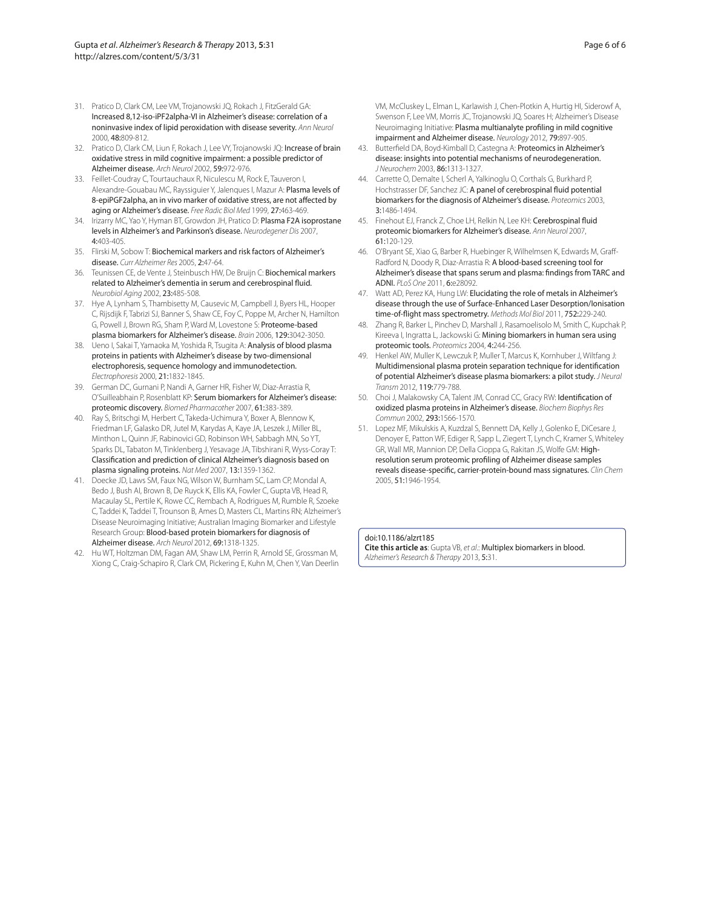31. Pratico D, Clark CM, Lee VM, Trojanowski JQ, Rokach J, FitzGerald GA: **Increased 8,12-iso-iPF2alpha-VI in Alzheimer's disease: correlation of a noninvasive index of lipid peroxidation with disease severity.** *Ann Neurol* 2000, **48:**809-812.
32. Pratico D, Clark CM, Liun F, Rokach J, Lee VY, Trojanowski JQ: **Increase of brain oxidative stress in mild cognitive impairment: a possible predictor of Alzheimer disease.** *Arch Neurol* 2002, **59:**972-976.
33. Feillet-Coudray C, Tourtauchaux R, Niculescu M, Rock E, Tauveron I, Alexandre-Gouabau MC, Rayssiguier Y, Jalenques I, Mazur A: **Plasma levels of 8-epiPGF2alpha, an in vivo marker of oxidative stress, are not affected by aging or Alzheimer's disease.** *Free Radic Biol Med* 1999, **27:**463-469.
34. Irizarry MC, Yao Y, Hyman BT, Growdon JH, Pratico D: **Plasma F2A isoprostane levels in Alzheimer's and Parkinson's disease.** *Neurodegener Dis* 2007, **4:**403-405.
35. Flirski M, Sobow T: **Biochemical markers and risk factors of Alzheimer's disease.** *Curr Alzheimer Res* 2005, **2:**47-64.
36. Teunissen CE, de Vente J, Steinbusch HW, De Bruijn C: **Biochemical markers related to Alzheimer's dementia in serum and cerebrospinal fluid.** *Neurobiol Aging* 2002, **23:**485-508.
37. Hye A, Lynham S, Thambisetty M, Causevic M, Campbell J, Byers HL, Hooper C, Rijsdijk F, Tabrizi SJ, Banner S, Shaw CE, Foy C, Poppe M, Archer N, Hamilton G, Powell J, Brown RG, Sham P, Ward M, Lovestone S: **Proteome-based plasma biomarkers for Alzheimer's disease.** *Brain* 2006, **129:**3042-3050.
38. Ueno I, Sakai T, Yamaoka M, Yoshida R, Tsugita A: **Analysis of blood plasma proteins in patients with Alzheimer's disease by two-dimensional electrophoresis, sequence homology and immunodetection.** *Electrophoresis* 2000, **21:**1832-1845.
39. German DC, Gurnani P, Nandi A, Garner HR, Fisher W, Diaz-Arrastia R, O'Suilleabhain P, Rosenblatt KP: **Serum biomarkers for Alzheimer's disease: proteomic discovery.** *Biomed Pharmacother* 2007, **61:**383-389.
40. Ray S, Britschgi M, Herbert C, Takeda-Uchimura Y, Boxer A, Blennow K, Friedman LF, Galasko DR, Jutel M, Karydas A, Kaye JA, Leszek J, Miller BL, Minthon L, Quinn JF, Rabinovici GD, Robinson WH, Sabbagh MN, So YT, Sparks DL, Tabaton M, Tinklenberg J, Yesavage JA, Tibshirani R, Wyss-Coray T: **Classification and prediction of clinical Alzheimer's diagnosis based on plasma signaling proteins.** *Nat Med* 2007, **13:**1359-1362.
41. Doecke JD, Laws SM, Faux NG, Wilson W, Burnham SC, Lam CP, Mondal A, Bedo J, Bush AI, Brown B, De Ruyck K, Ellis KA, Fowler C, Gupta VB, Head R, Macaulay SL, Pertile K, Rowe CC, Rembach A, Rodrigues M, Rumble R, Szoeke C, Taddei K, Taddei T, Trounson B, Ames D, Masters CL, Martins RN; Alzheimer's Disease Neuroimaging Initiative; Australian Imaging Biomarker and Lifestyle Research Group: **Blood-based protein biomarkers for diagnosis of Alzheimer disease.** *Arch Neurol* 2012, **69:**1318-1325.
42. Hu WT, Holtzman DM, Fagan AM, Shaw LM, Perrin R, Arnold SE, Grossman M, Xiong C, Craig-Schapiro R, Clark CM, Pickering E, Kuhn M, Chen Y, Van Deerlin VM, McCluskey L, Elman L, Karlawish J, Chen-Plotkin A, Hurtig HI, Siderowf A, Swenson F, Lee VM, Morris JC, Trojanowski JQ, Soares H; Alzheimer's Disease Neuroimaging Initiative: **Plasma multianalyte profiling in mild cognitive impairment and Alzheimer disease.** *Neurology* 2012, **79:**897-905.
43. Butterfield DA, Boyd-Kimball D, Castegna A: **Proteomics in Alzheimer's disease: insights into potential mechanisms of neurodegeneration.** *J Neurochem* 2003, **86:**1313-1327.
44. Carrette O, Demalte I, Scherl A, Yalkinoglu O, Corthals G, Burkhard P, Hochstrasser DF, Sanchez JC: **A panel of cerebrospinal fluid potential biomarkers for the diagnosis of Alzheimer's disease.** *Proteomics* 2003, **3:**1486-1494.
45. Finehout EJ, Franck Z, Choe LH, Relkin N, Lee KH: **Cerebrospinal fluid proteomic biomarkers for Alzheimer's disease.** *Ann Neurol* 2007, **61:**120-129.
46. O'Bryant SE, Xiao G, Barber R, Huebinger R, Wilhelmsen K, Edwards M, Graff-Radford N, Doody R, Diaz-Arrastia R: **A blood-based screening tool for Alzheimer's disease that spans serum and plasma: findings from TARC and ADNI.** *PLoS One* 2011, **6:**e28092.
47. Watt AD, Perez KA, Hung LW: **Elucidating the role of metals in Alzheimer's disease through the use of Surface-Enhanced Laser Desorption/Ionisation time-of-flight mass spectrometry.** *Methods Mol Biol* 2011, **752:**229-240.
48. Zhang R, Barker L, Pinchev D, Marshall J, Rasamoelisolo M, Smith C, Kupchak P, Kireeva I, Ingratta L, Jackowski G: **Mining biomarkers in human sera using proteomic tools.** *Proteomics* 2004, **4:**244-256.
49. Henkel AW, Muller K, Lewczuk P, Muller T, Marcus K, Kornhuber J, Wiltfang J: **Multidimensional plasma protein separation technique for identification of potential Alzheimer's disease plasma biomarkers: a pilot study.** *J Neural Transm* 2012, **119:**779-788.
50. Choi J, Malakowsky CA, Talent JM, Conrad CC, Gracy RW: **Identification of oxidized plasma proteins in Alzheimer's disease.** *Biochem Biophys Res Commun* 2002, **293:**1566-1570.
51. Lopez MF, Mikulskis A, Kuzdzal S, Bennett DA, Kelly J, Golenko E, DiCesare J, Denoyer E, Patton WF, Ediger R, Sapp L, Ziegert T, Lynch C, Kramer S, Whiteley GR, Wall MR, Mannion DP, Della Cioppa G, Rakitan JS, Wolfe GM: **High-resolution serum proteomic profiling of Alzheimer disease samples reveals disease-specific, carrier-protein-bound mass signatures.** *Clin Chem* 2005, **51:**1946-1954.

doi:10.1186/alzrt185
**Cite this article as**: Gupta VB, *et al.*: Multiplex biomarkers in blood. *Alzheimer's Research & Therapy* 2013, **5**:31.